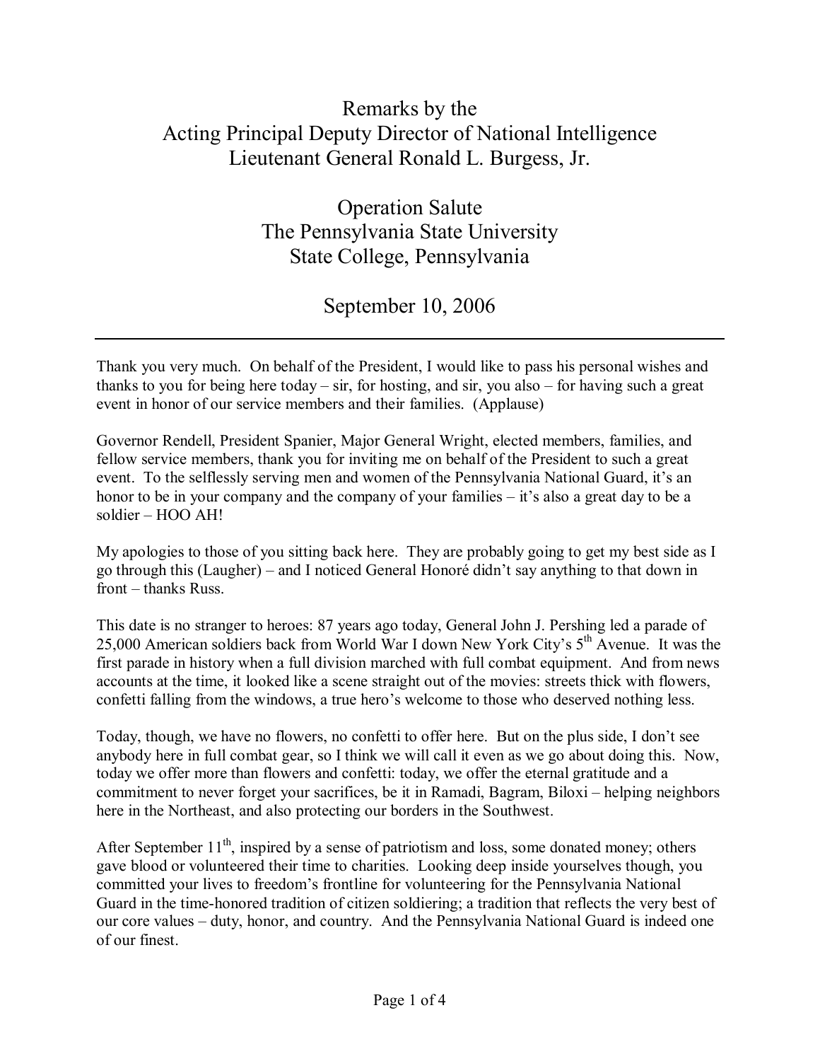# Remarks by the Acting Principal Deputy Director of National Intelligence Lieutenant General Ronald L. Burgess, Jr.

## Operation Salute
## The Pennsylvania State University
## State College, Pennsylvania

## September 10, 2006

---

Thank you very much. On behalf of the President, I would like to pass his personal wishes and thanks to you for being here today – sir, for hosting, and sir, you also – for having such a great event in honor of our service members and their families. (Applause)

Governor Rendell, President Spanier, Major General Wright, elected members, families, and fellow service members, thank you for inviting me on behalf of the President to such a great event. To the selflessly serving men and women of the Pennsylvania National Guard, it's an honor to be in your company and the company of your families – it's also a great day to be a soldier – HOO AH!

My apologies to those of you sitting back here. They are probably going to get my best side as I go through this (Laugher) – and I noticed General Honoré didn't say anything to that down in front – thanks Russ.

This date is no stranger to heroes: 87 years ago today, General John J. Pershing led a parade of 25,000 American soldiers back from World War I down New York City's 5th Avenue. It was the first parade in history when a full division marched with full combat equipment. And from news accounts at the time, it looked like a scene straight out of the movies: streets thick with flowers, confetti falling from the windows, a true hero's welcome to those who deserved nothing less.

Today, though, we have no flowers, no confetti to offer here. But on the plus side, I don't see anybody here in full combat gear, so I think we will call it even as we go about doing this. Now, today we offer more than flowers and confetti: today, we offer the eternal gratitude and a commitment to never forget your sacrifices, be it in Ramadi, Bagram, Biloxi – helping neighbors here in the Northeast, and also protecting our borders in the Southwest.

After September 11th, inspired by a sense of patriotism and loss, some donated money; others gave blood or volunteered their time to charities. Looking deep inside yourselves though, you committed your lives to freedom's frontline for volunteering for the Pennsylvania National Guard in the time-honored tradition of citizen soldiering; a tradition that reflects the very best of our core values – duty, honor, and country. And the Pennsylvania National Guard is indeed one of our finest.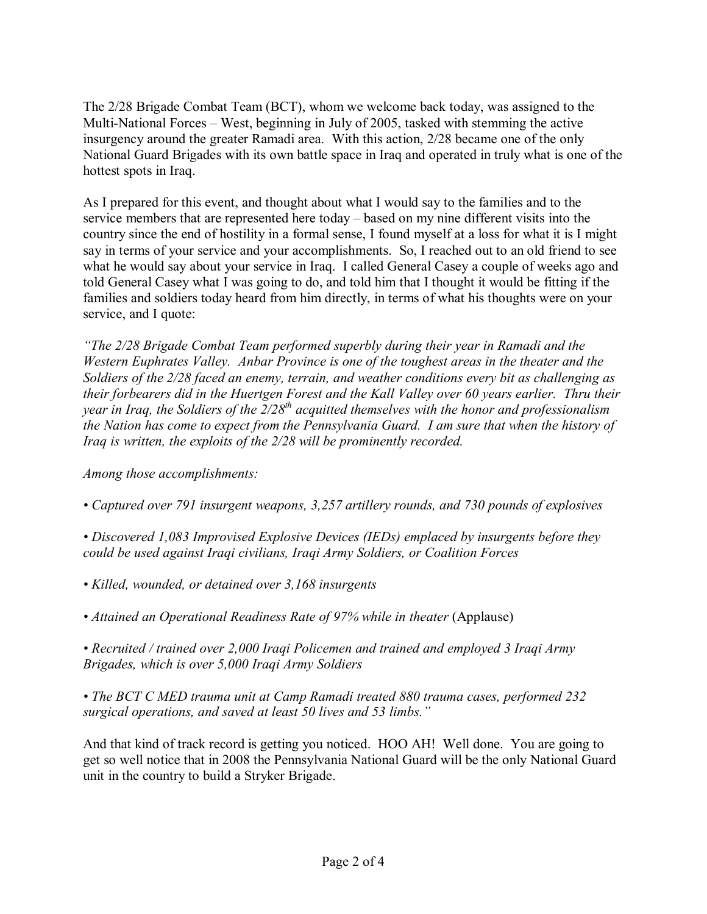The 2/28 Brigade Combat Team (BCT), whom we welcome back today, was assigned to the Multi-National Forces – West, beginning in July of 2005, tasked with stemming the active insurgency around the greater Ramadi area. With this action, 2/28 became one of the only National Guard Brigades with its own battle space in Iraq and operated in truly what is one of the hottest spots in Iraq.

As I prepared for this event, and thought about what I would say to the families and to the service members that are represented here today – based on my nine different visits into the country since the end of hostility in a formal sense, I found myself at a loss for what it is I might say in terms of your service and your accomplishments. So, I reached out to an old friend to see what he would say about your service in Iraq. I called General Casey a couple of weeks ago and told General Casey what I was going to do, and told him that I thought it would be fitting if the families and soldiers today heard from him directly, in terms of what his thoughts were on your service, and I quote:

*"The 2/28 Brigade Combat Team performed superbly during their year in Ramadi and the Western Euphrates Valley. Anbar Province is one of the toughest areas in the theater and the Soldiers of the 2/28 faced an enemy, terrain, and weather conditions every bit as challenging as their forbearers did in the Huertgen Forest and the Kall Valley over 60 years earlier. Thru their year in Iraq, the Soldiers of the 2/28th acquitted themselves with the honor and professionalism the Nation has come to expect from the Pennsylvania Guard. I am sure that when the history of Iraq is written, the exploits of the 2/28 will be prominently recorded.*

*Among those accomplishments:*

*• Captured over 791 insurgent weapons, 3,257 artillery rounds, and 730 pounds of explosives*

*• Discovered 1,083 Improvised Explosive Devices (IEDs) emplaced by insurgents before they could be used against Iraqi civilians, Iraqi Army Soldiers, or Coalition Forces*

*• Killed, wounded, or detained over 3,168 insurgents*

*• Attained an Operational Readiness Rate of 97% while in theater* (Applause)

*• Recruited / trained over 2,000 Iraqi Policemen and trained and employed 3 Iraqi Army Brigades, which is over 5,000 Iraqi Army Soldiers*

*• The BCT C MED trauma unit at Camp Ramadi treated 880 trauma cases, performed 232 surgical operations, and saved at least 50 lives and 53 limbs."*

And that kind of track record is getting you noticed. HOO AH! Well done. You are going to get so well notice that in 2008 the Pennsylvania National Guard will be the only National Guard unit in the country to build a Stryker Brigade.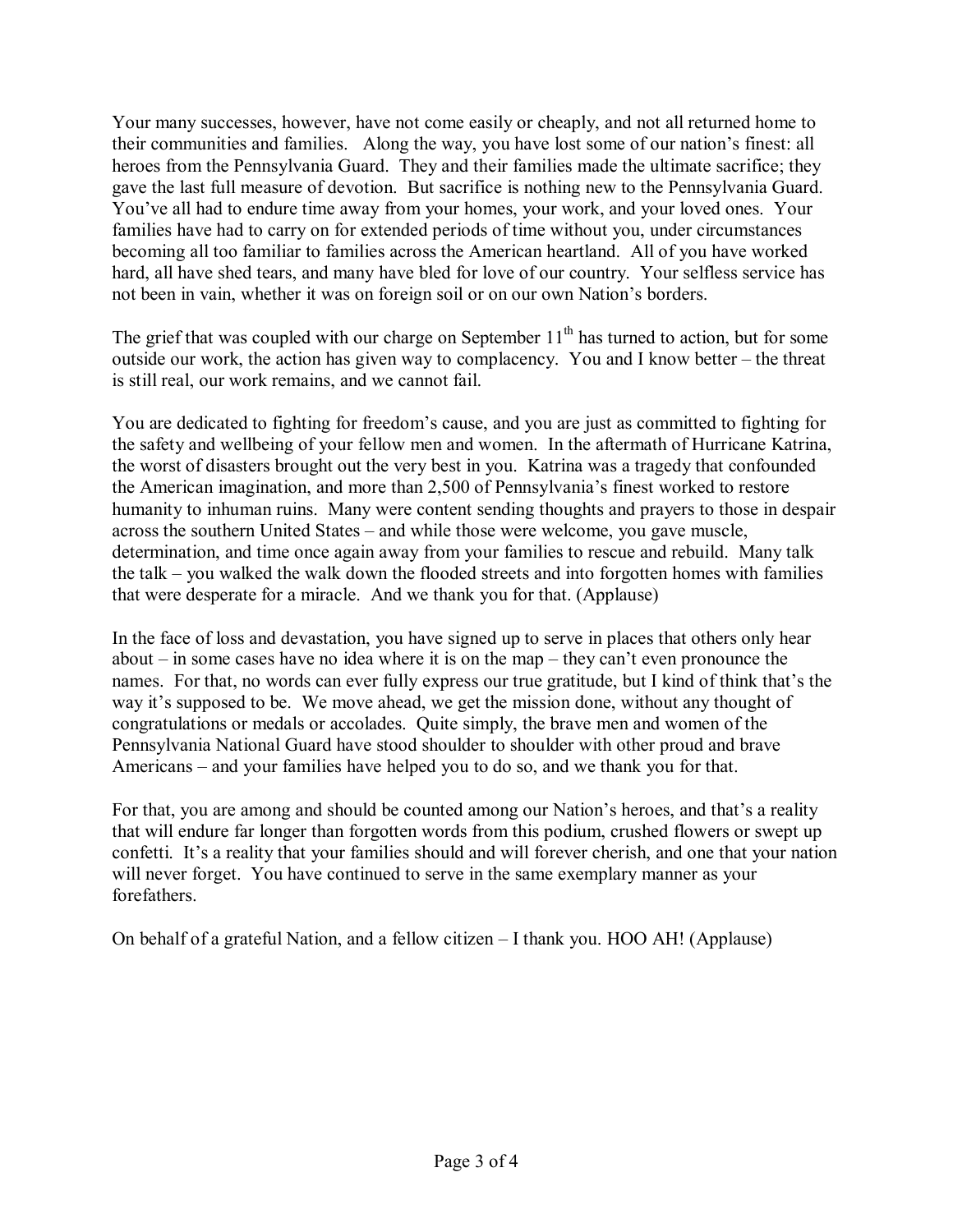Your many successes, however, have not come easily or cheaply, and not all returned home to their communities and families. Along the way, you have lost some of our nation's finest: all heroes from the Pennsylvania Guard. They and their families made the ultimate sacrifice; they gave the last full measure of devotion. But sacrifice is nothing new to the Pennsylvania Guard. You've all had to endure time away from your homes, your work, and your loved ones. Your families have had to carry on for extended periods of time without you, under circumstances becoming all too familiar to families across the American heartland. All of you have worked hard, all have shed tears, and many have bled for love of our country. Your selfless service has not been in vain, whether it was on foreign soil or on our own Nation's borders.

The grief that was coupled with our charge on September 11th has turned to action, but for some outside our work, the action has given way to complacency. You and I know better – the threat is still real, our work remains, and we cannot fail.

You are dedicated to fighting for freedom's cause, and you are just as committed to fighting for the safety and wellbeing of your fellow men and women. In the aftermath of Hurricane Katrina, the worst of disasters brought out the very best in you. Katrina was a tragedy that confounded the American imagination, and more than 2,500 of Pennsylvania's finest worked to restore humanity to inhuman ruins. Many were content sending thoughts and prayers to those in despair across the southern United States – and while those were welcome, you gave muscle, determination, and time once again away from your families to rescue and rebuild. Many talk the talk – you walked the walk down the flooded streets and into forgotten homes with families that were desperate for a miracle. And we thank you for that. (Applause)

In the face of loss and devastation, you have signed up to serve in places that others only hear about – in some cases have no idea where it is on the map – they can't even pronounce the names. For that, no words can ever fully express our true gratitude, but I kind of think that's the way it's supposed to be. We move ahead, we get the mission done, without any thought of congratulations or medals or accolades. Quite simply, the brave men and women of the Pennsylvania National Guard have stood shoulder to shoulder with other proud and brave Americans – and your families have helped you to do so, and we thank you for that.

For that, you are among and should be counted among our Nation's heroes, and that's a reality that will endure far longer than forgotten words from this podium, crushed flowers or swept up confetti. It's a reality that your families should and will forever cherish, and one that your nation will never forget. You have continued to serve in the same exemplary manner as your forefathers.

On behalf of a grateful Nation, and a fellow citizen – I thank you. HOO AH! (Applause)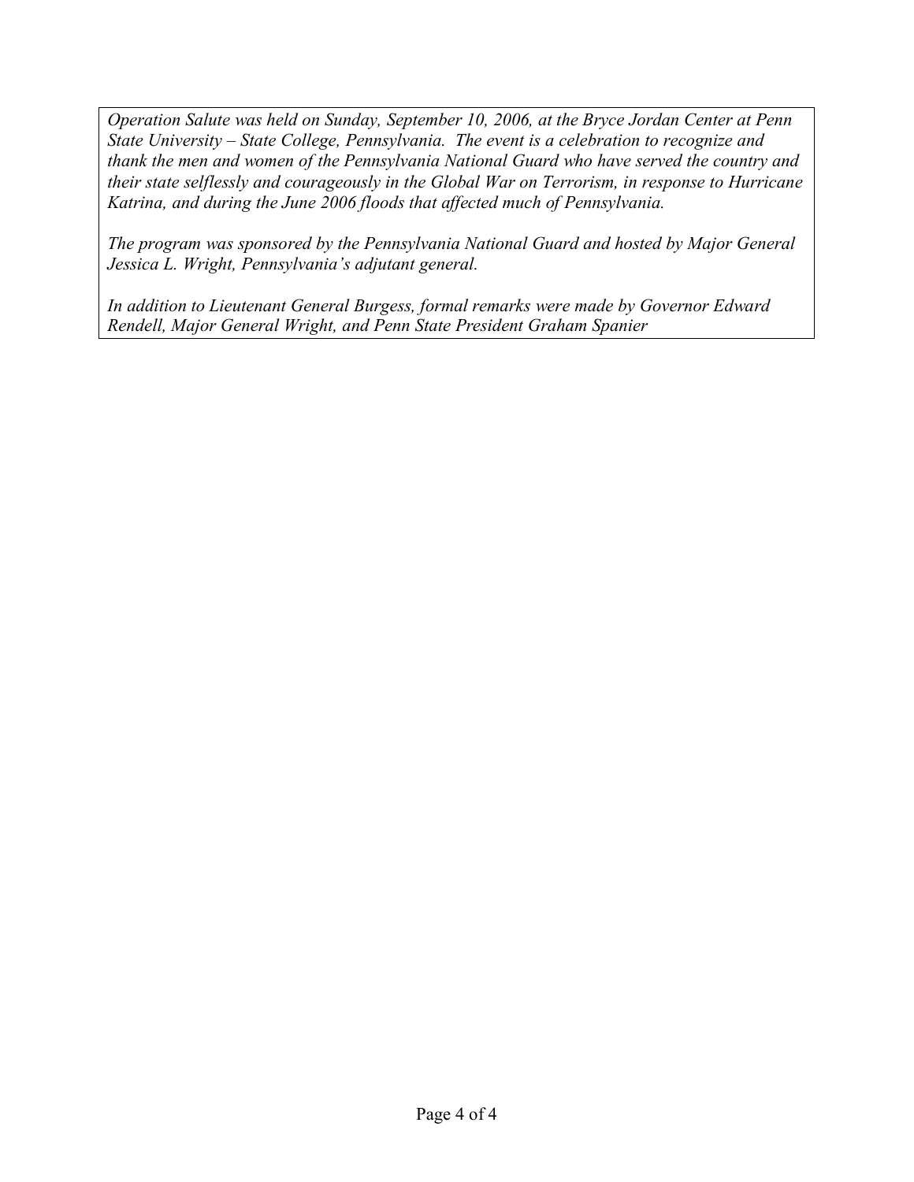*Operation Salute was held on Sunday, September 10, 2006, at the Bryce Jordan Center at Penn State University – State College, Pennsylvania. The event is a celebration to recognize and thank the men and women of the Pennsylvania National Guard who have served the country and their state selflessly and courageously in the Global War on Terrorism, in response to Hurricane Katrina, and during the June 2006 floods that affected much of Pennsylvania.*

*The program was sponsored by the Pennsylvania National Guard and hosted by Major General Jessica L. Wright, Pennsylvania's adjutant general.*

*In addition to Lieutenant General Burgess, formal remarks were made by Governor Edward Rendell, Major General Wright, and Penn State President Graham Spanier*